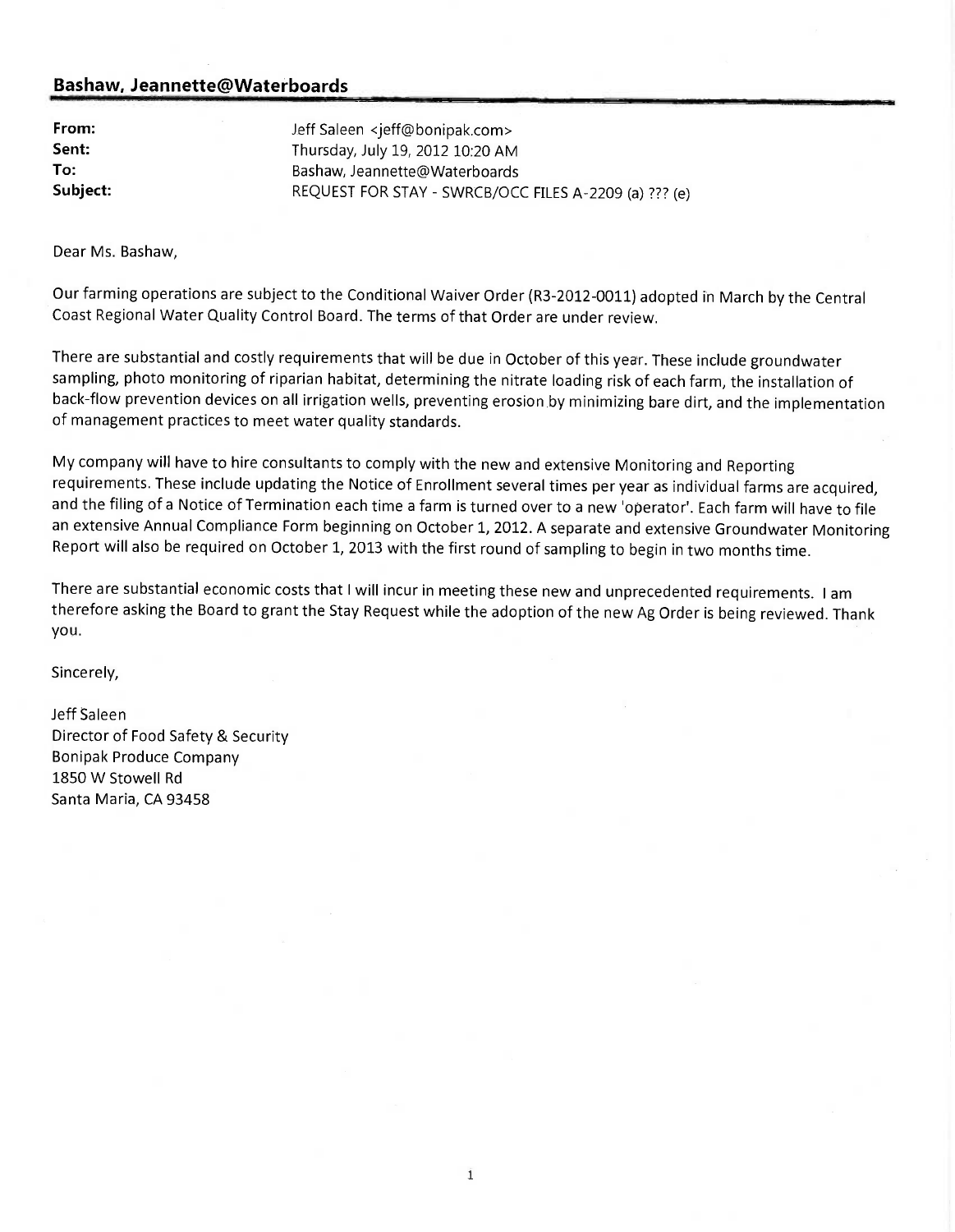## Bashaw, Jeannette@Waterboards

**From:** Jeff Saleen <jeff@bonipak.com>
**Sent:** Thursday, July 19, 2012 10:20 AM
**To:** Bashaw, Jeannette@Waterboards
**Subject:** REQUEST FOR STAY - SWRCB/OCC FILES A-2209 (a) ??? (e)

Dear Ms. Bashaw,

Our farming operations are subject to the Conditional Waiver Order (R3-2012-0011) adopted in March by the Central Coast Regional Water Quality Control Board. The terms of that Order are under review.

There are substantial and costly requirements that will be due in October of this year. These include groundwater sampling, photo monitoring of riparian habitat, determining the nitrate loading risk of each farm, the installation of back-flow prevention devices on all irrigation wells, preventing erosion by minimizing bare dirt, and the implementation of management practices to meet water quality standards.

My company will have to hire consultants to comply with the new and extensive Monitoring and Reporting requirements. These include updating the Notice of Enrollment several times per year as individual farms are acquired, and the filing of a Notice of Termination each time a farm is turned over to a new 'operator'. Each farm will have to file an extensive Annual Compliance Form beginning on October 1, 2012. A separate and extensive Groundwater Monitoring Report will also be required on October 1, 2013 with the first round of sampling to begin in two months time.

There are substantial economic costs that I will incur in meeting these new and unprecedented requirements. I am therefore asking the Board to grant the Stay Request while the adoption of the new Ag Order is being reviewed. Thank you.

Sincerely,

Jeff Saleen
Director of Food Safety & Security
Bonipak Produce Company
1850 W Stowell Rd
Santa Maria, CA 93458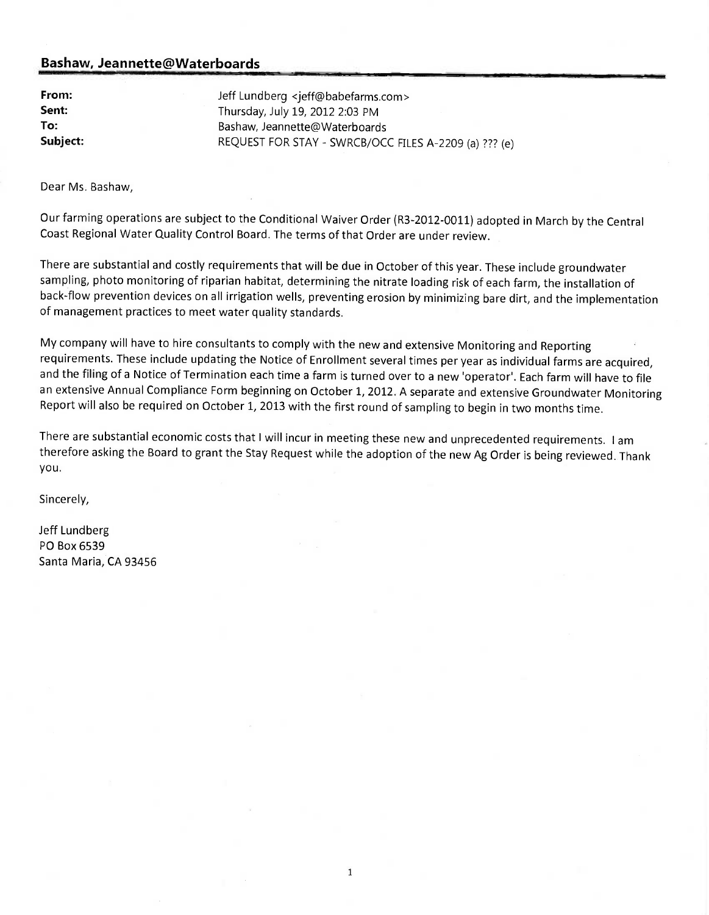**Bashaw, Jeannette@Waterboards**

**From:** Jeff Lundberg <jeff@babefarms.com>
**Sent:** Thursday, July 19, 2012 2:03 PM
**To:** Bashaw, Jeannette@Waterboards
**Subject:** REQUEST FOR STAY - SWRCB/OCC FILES A-2209 (a) ??? (e)

Dear Ms. Bashaw,

Our farming operations are subject to the Conditional Waiver Order (R3-2012-0011) adopted in March by the Central Coast Regional Water Quality Control Board. The terms of that Order are under review.

There are substantial and costly requirements that will be due in October of this year. These include groundwater sampling, photo monitoring of riparian habitat, determining the nitrate loading risk of each farm, the installation of back-flow prevention devices on all irrigation wells, preventing erosion by minimizing bare dirt, and the implementation of management practices to meet water quality standards.

My company will have to hire consultants to comply with the new and extensive Monitoring and Reporting requirements. These include updating the Notice of Enrollment several times per year as individual farms are acquired, and the filing of a Notice of Termination each time a farm is turned over to a new 'operator'. Each farm will have to file an extensive Annual Compliance Form beginning on October 1, 2012. A separate and extensive Groundwater Monitoring Report will also be required on October 1, 2013 with the first round of sampling to begin in two months time.

There are substantial economic costs that I will incur in meeting these new and unprecedented requirements. I am therefore asking the Board to grant the Stay Request while the adoption of the new Ag Order is being reviewed. Thank you.

Sincerely,

Jeff Lundberg
PO Box 6539
Santa Maria, CA 93456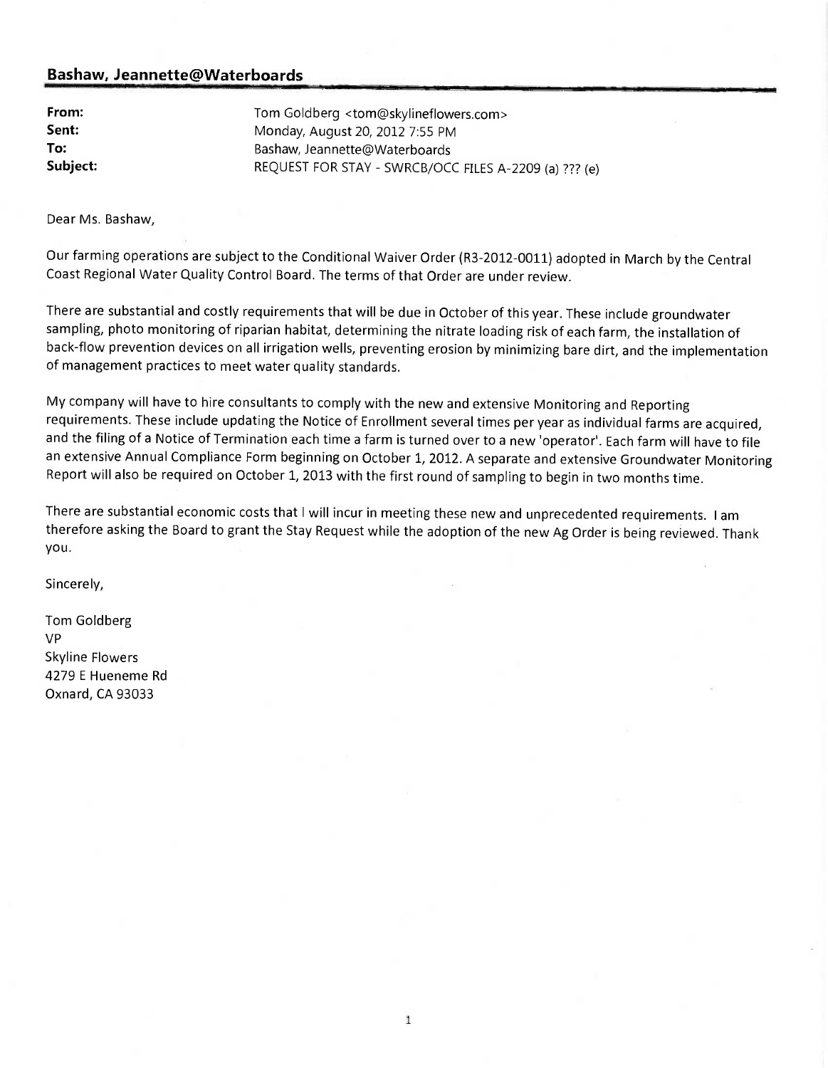**Bashaw, Jeannette@Waterboards**

| | |
|---|---|
| **From:** | Tom Goldberg <tom@skylineflowers.com> |
| **Sent:** | Monday, August 20, 2012 7:55 PM |
| **To:** | Bashaw, Jeannette@Waterboards |
| **Subject:** | REQUEST FOR STAY - SWRCB/OCC FILES A-2209 (a) ??? (e) |

Dear Ms. Bashaw,

Our farming operations are subject to the Conditional Waiver Order (R3-2012-0011) adopted in March by the Central Coast Regional Water Quality Control Board. The terms of that Order are under review.

There are substantial and costly requirements that will be due in October of this year. These include groundwater sampling, photo monitoring of riparian habitat, determining the nitrate loading risk of each farm, the installation of back-flow prevention devices on all irrigation wells, preventing erosion by minimizing bare dirt, and the implementation of management practices to meet water quality standards.

My company will have to hire consultants to comply with the new and extensive Monitoring and Reporting requirements. These include updating the Notice of Enrollment several times per year as individual farms are acquired, and the filing of a Notice of Termination each time a farm is turned over to a new 'operator'. Each farm will have to file an extensive Annual Compliance Form beginning on October 1, 2012. A separate and extensive Groundwater Monitoring Report will also be required on October 1, 2013 with the first round of sampling to begin in two months time.

There are substantial economic costs that I will incur in meeting these new and unprecedented requirements. I am therefore asking the Board to grant the Stay Request while the adoption of the new Ag Order is being reviewed. Thank you.

Sincerely,

Tom Goldberg
VP
Skyline Flowers
4279 E Hueneme Rd
Oxnard, CA 93033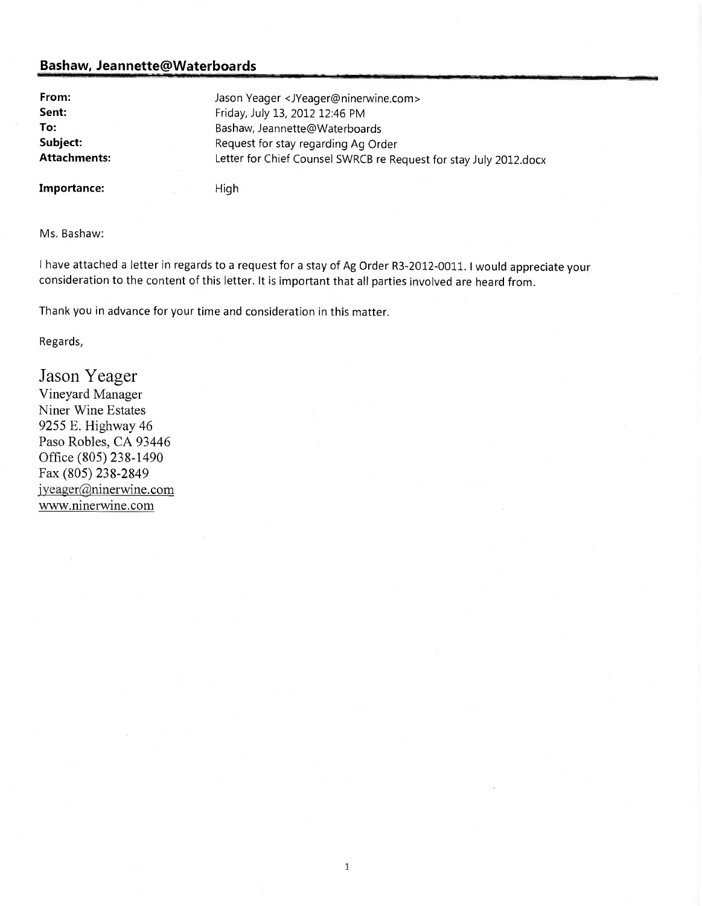## Bashaw, Jeannette@Waterboards

| | |
|---|---|
| **From:** | Jason Yeager <JYeager@ninerwine.com> |
| **Sent:** | Friday, July 13, 2012 12:46 PM |
| **To:** | Bashaw, Jeannette@Waterboards |
| **Subject:** | Request for stay regarding Ag Order |
| **Attachments:** | Letter for Chief Counsel SWRCB re Request for stay July 2012.docx |
| **Importance:** | High |

Ms. Bashaw:

I have attached a letter in regards to a request for a stay of Ag Order R3-2012-0011. I would appreciate your consideration to the content of this letter. It is important that all parties involved are heard from.

Thank you in advance for your time and consideration in this matter.

Regards,

Jason Yeager
Vineyard Manager
Niner Wine Estates
9255 E. Highway 46
Paso Robles, CA 93446
Office (805) 238-1490
Fax (805) 238-2849
jyeager@ninerwine.com
www.ninerwine.com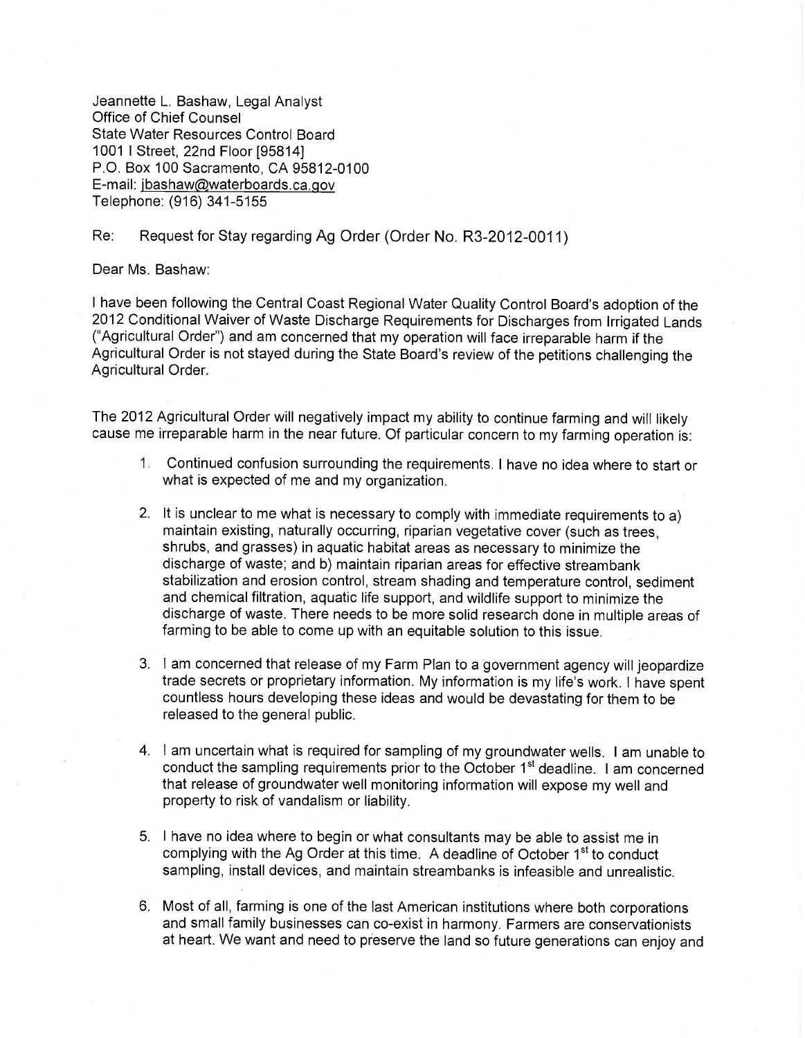Jeannette L. Bashaw, Legal Analyst
Office of Chief Counsel
State Water Resources Control Board
1001 I Street, 22nd Floor [95814]
P.O. Box 100 Sacramento, CA 95812-0100
E-mail: jbashaw@waterboards.ca.gov
Telephone: (916) 341-5155

Re: Request for Stay regarding Ag Order (Order No. R3-2012-0011)

Dear Ms. Bashaw:

I have been following the Central Coast Regional Water Quality Control Board's adoption of the 2012 Conditional Waiver of Waste Discharge Requirements for Discharges from Irrigated Lands ("Agricultural Order") and am concerned that my operation will face irreparable harm if the Agricultural Order is not stayed during the State Board's review of the petitions challenging the Agricultural Order.

The 2012 Agricultural Order will negatively impact my ability to continue farming and will likely cause me irreparable harm in the near future. Of particular concern to my farming operation is:

1. Continued confusion surrounding the requirements. I have no idea where to start or what is expected of me and my organization.

2. It is unclear to me what is necessary to comply with immediate requirements to a) maintain existing, naturally occurring, riparian vegetative cover (such as trees, shrubs, and grasses) in aquatic habitat areas as necessary to minimize the discharge of waste; and b) maintain riparian areas for effective streambank stabilization and erosion control, stream shading and temperature control, sediment and chemical filtration, aquatic life support, and wildlife support to minimize the discharge of waste. There needs to be more solid research done in multiple areas of farming to be able to come up with an equitable solution to this issue.

3. I am concerned that release of my Farm Plan to a government agency will jeopardize trade secrets or proprietary information. My information is my life's work. I have spent countless hours developing these ideas and would be devastating for them to be released to the general public.

4. I am uncertain what is required for sampling of my groundwater wells. I am unable to conduct the sampling requirements prior to the October 1st deadline. I am concerned that release of groundwater well monitoring information will expose my well and property to risk of vandalism or liability.

5. I have no idea where to begin or what consultants may be able to assist me in complying with the Ag Order at this time. A deadline of October 1st to conduct sampling, install devices, and maintain streambanks is infeasible and unrealistic.

6. Most of all, farming is one of the last American institutions where both corporations and small family businesses can co-exist in harmony. Farmers are conservationists at heart. We want and need to preserve the land so future generations can enjoy and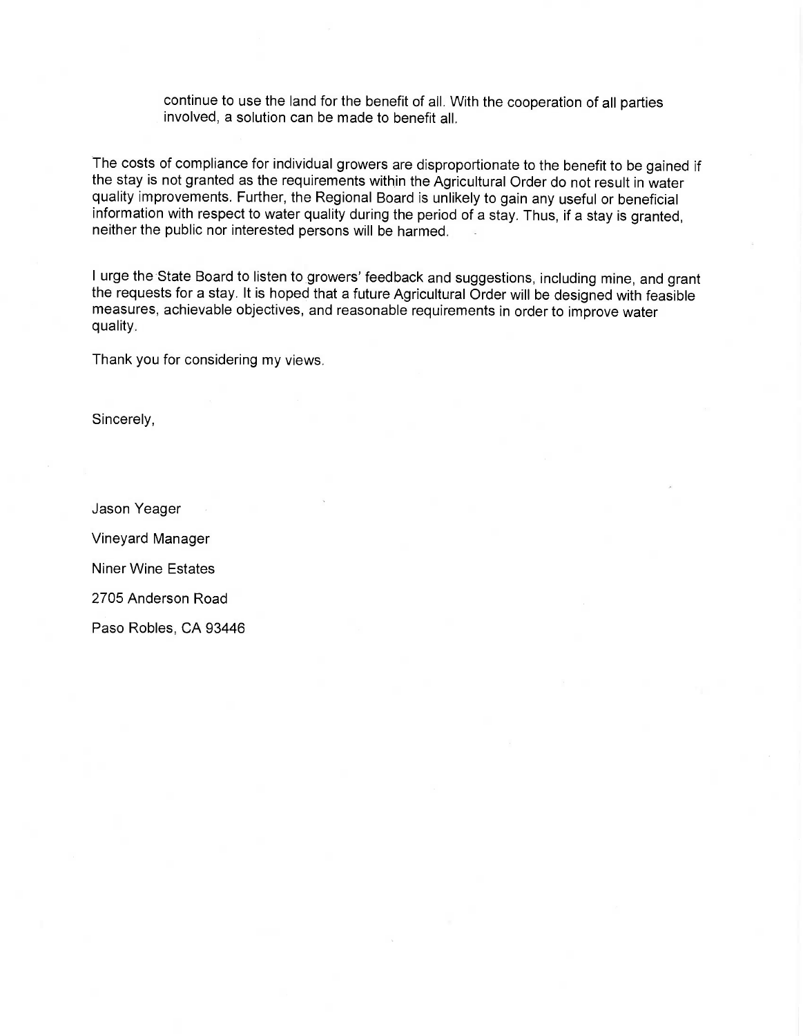continue to use the land for the benefit of all. With the cooperation of all parties involved, a solution can be made to benefit all.

The costs of compliance for individual growers are disproportionate to the benefit to be gained if the stay is not granted as the requirements within the Agricultural Order do not result in water quality improvements. Further, the Regional Board is unlikely to gain any useful or beneficial information with respect to water quality during the period of a stay. Thus, if a stay is granted, neither the public nor interested persons will be harmed.

I urge the State Board to listen to growers' feedback and suggestions, including mine, and grant the requests for a stay. It is hoped that a future Agricultural Order will be designed with feasible measures, achievable objectives, and reasonable requirements in order to improve water quality.

Thank you for considering my views.

Sincerely,

Jason Yeager

Vineyard Manager

Niner Wine Estates

2705 Anderson Road

Paso Robles, CA 93446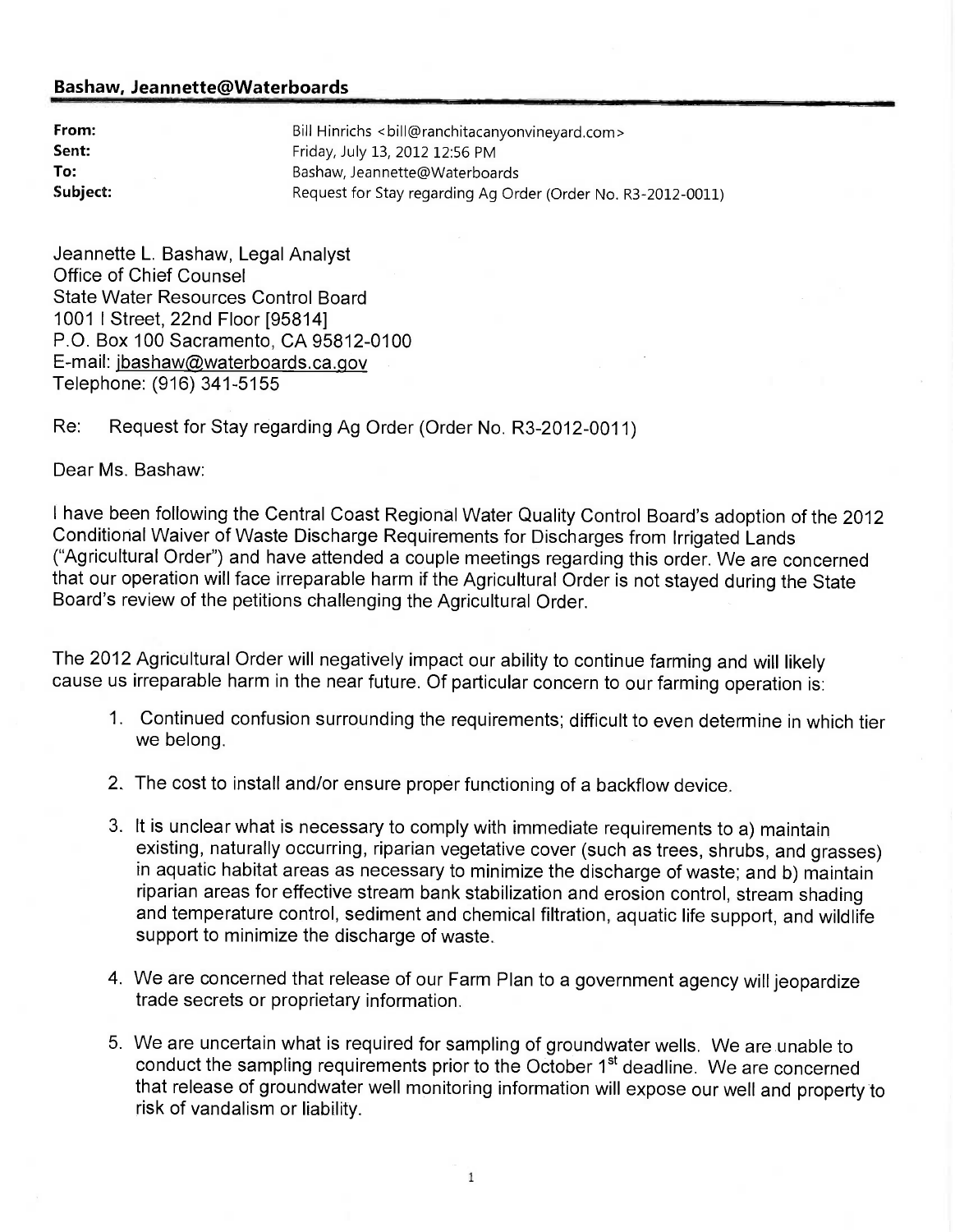**Bashaw, Jeannette@Waterboards**

| | |
|---|---|
| **From:** | Bill Hinrichs <bill@ranchitacanyonvineyard.com> |
| **Sent:** | Friday, July 13, 2012 12:56 PM |
| **To:** | Bashaw, Jeannette@Waterboards |
| **Subject:** | Request for Stay regarding Ag Order (Order No. R3-2012-0011) |

Jeannette L. Bashaw, Legal Analyst
Office of Chief Counsel
State Water Resources Control Board
1001 I Street, 22nd Floor [95814]
P.O. Box 100 Sacramento, CA 95812-0100
E-mail: jbashaw@waterboards.ca.gov
Telephone: (916) 341-5155

Re: Request for Stay regarding Ag Order (Order No. R3-2012-0011)

Dear Ms. Bashaw:

I have been following the Central Coast Regional Water Quality Control Board's adoption of the 2012 Conditional Waiver of Waste Discharge Requirements for Discharges from Irrigated Lands ("Agricultural Order") and have attended a couple meetings regarding this order. We are concerned that our operation will face irreparable harm if the Agricultural Order is not stayed during the State Board's review of the petitions challenging the Agricultural Order.

The 2012 Agricultural Order will negatively impact our ability to continue farming and will likely cause us irreparable harm in the near future. Of particular concern to our farming operation is:

1. Continued confusion surrounding the requirements; difficult to even determine in which tier we belong.

2. The cost to install and/or ensure proper functioning of a backflow device.

3. It is unclear what is necessary to comply with immediate requirements to a) maintain existing, naturally occurring, riparian vegetative cover (such as trees, shrubs, and grasses) in aquatic habitat areas as necessary to minimize the discharge of waste; and b) maintain riparian areas for effective stream bank stabilization and erosion control, stream shading and temperature control, sediment and chemical filtration, aquatic life support, and wildlife support to minimize the discharge of waste.

4. We are concerned that release of our Farm Plan to a government agency will jeopardize trade secrets or proprietary information.

5. We are uncertain what is required for sampling of groundwater wells. We are unable to conduct the sampling requirements prior to the October 1st deadline. We are concerned that release of groundwater well monitoring information will expose our well and property to risk of vandalism or liability.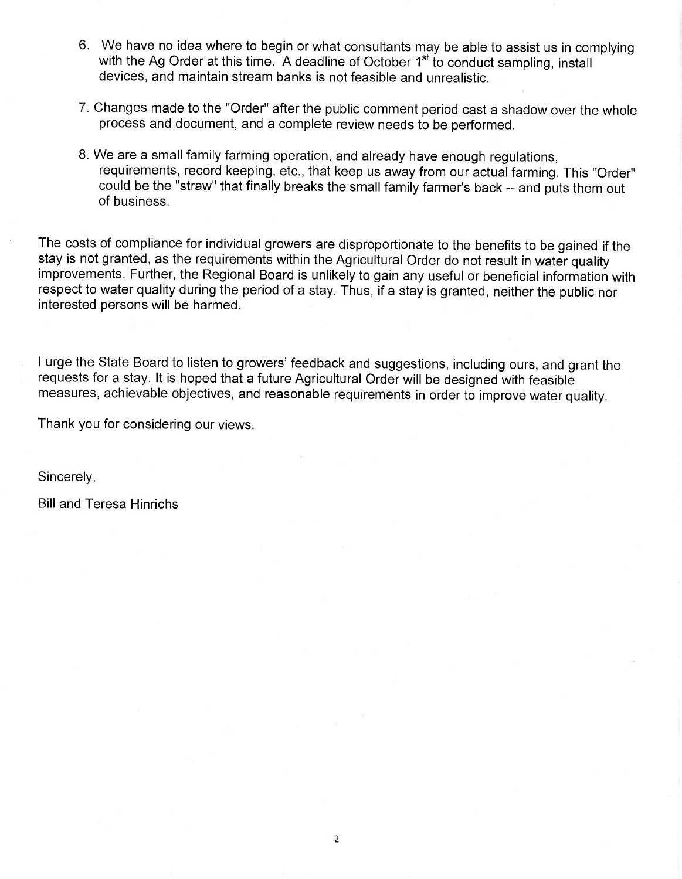6. We have no idea where to begin or what consultants may be able to assist us in complying with the Ag Order at this time. A deadline of October 1st to conduct sampling, install devices, and maintain stream banks is not feasible and unrealistic.

7. Changes made to the "Order" after the public comment period cast a shadow over the whole process and document, and a complete review needs to be performed.

8. We are a small family farming operation, and already have enough regulations, requirements, record keeping, etc., that keep us away from our actual farming. This "Order" could be the "straw" that finally breaks the small family farmer's back -- and puts them out of business.

The costs of compliance for individual growers are disproportionate to the benefits to be gained if the stay is not granted, as the requirements within the Agricultural Order do not result in water quality improvements. Further, the Regional Board is unlikely to gain any useful or beneficial information with respect to water quality during the period of a stay. Thus, if a stay is granted, neither the public nor interested persons will be harmed.

I urge the State Board to listen to growers' feedback and suggestions, including ours, and grant the requests for a stay. It is hoped that a future Agricultural Order will be designed with feasible measures, achievable objectives, and reasonable requirements in order to improve water quality.

Thank you for considering our views.

Sincerely,

Bill and Teresa Hinrichs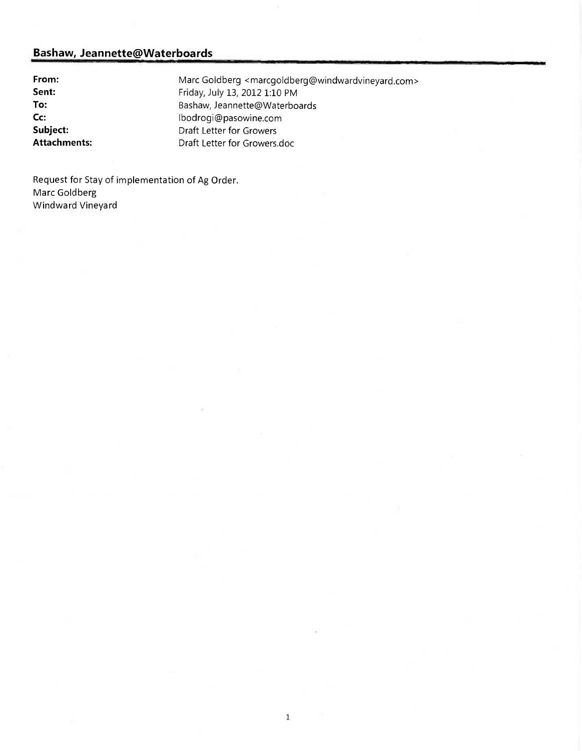## Bashaw, Jeannette@Waterboards

| | |
|---|---|
| **From:** | Marc Goldberg <marcgoldberg@windwardvineyard.com> |
| **Sent:** | Friday, July 13, 2012 1:10 PM |
| **To:** | Bashaw, Jeannette@Waterboards |
| **Cc:** | lbodrogi@pasowine.com |
| **Subject:** | Draft Letter for Growers |
| **Attachments:** | Draft Letter for Growers.doc |

Request for Stay of implementation of Ag Order.
Marc Goldberg
Windward Vineyard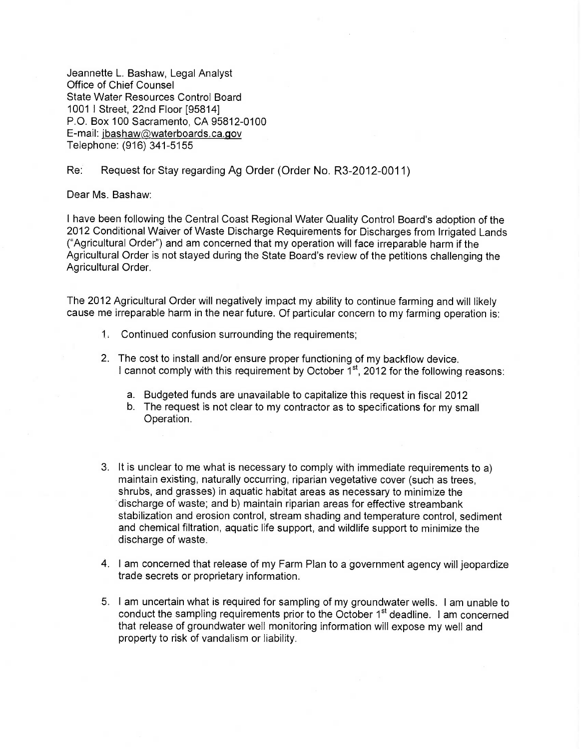Jeannette L. Bashaw, Legal Analyst
Office of Chief Counsel
State Water Resources Control Board
1001 I Street, 22nd Floor [95814]
P.O. Box 100 Sacramento, CA 95812-0100
E-mail: jbashaw@waterboards.ca.gov
Telephone: (916) 341-5155

Re: Request for Stay regarding Ag Order (Order No. R3-2012-0011)

Dear Ms. Bashaw:

I have been following the Central Coast Regional Water Quality Control Board's adoption of the 2012 Conditional Waiver of Waste Discharge Requirements for Discharges from Irrigated Lands ("Agricultural Order") and am concerned that my operation will face irreparable harm if the Agricultural Order is not stayed during the State Board's review of the petitions challenging the Agricultural Order.

The 2012 Agricultural Order will negatively impact my ability to continue farming and will likely cause me irreparable harm in the near future. Of particular concern to my farming operation is:

1. Continued confusion surrounding the requirements;

2. The cost to install and/or ensure proper functioning of my backflow device. I cannot comply with this requirement by October 1st, 2012 for the following reasons:

   a. Budgeted funds are unavailable to capitalize this request in fiscal 2012
   b. The request is not clear to my contractor as to specifications for my small Operation.

3. It is unclear to me what is necessary to comply with immediate requirements to a) maintain existing, naturally occurring, riparian vegetative cover (such as trees, shrubs, and grasses) in aquatic habitat areas as necessary to minimize the discharge of waste; and b) maintain riparian areas for effective streambank stabilization and erosion control, stream shading and temperature control, sediment and chemical filtration, aquatic life support, and wildlife support to minimize the discharge of waste.

4. I am concerned that release of my Farm Plan to a government agency will jeopardize trade secrets or proprietary information.

5. I am uncertain what is required for sampling of my groundwater wells. I am unable to conduct the sampling requirements prior to the October 1st deadline. I am concerned that release of groundwater well monitoring information will expose my well and property to risk of vandalism or liability.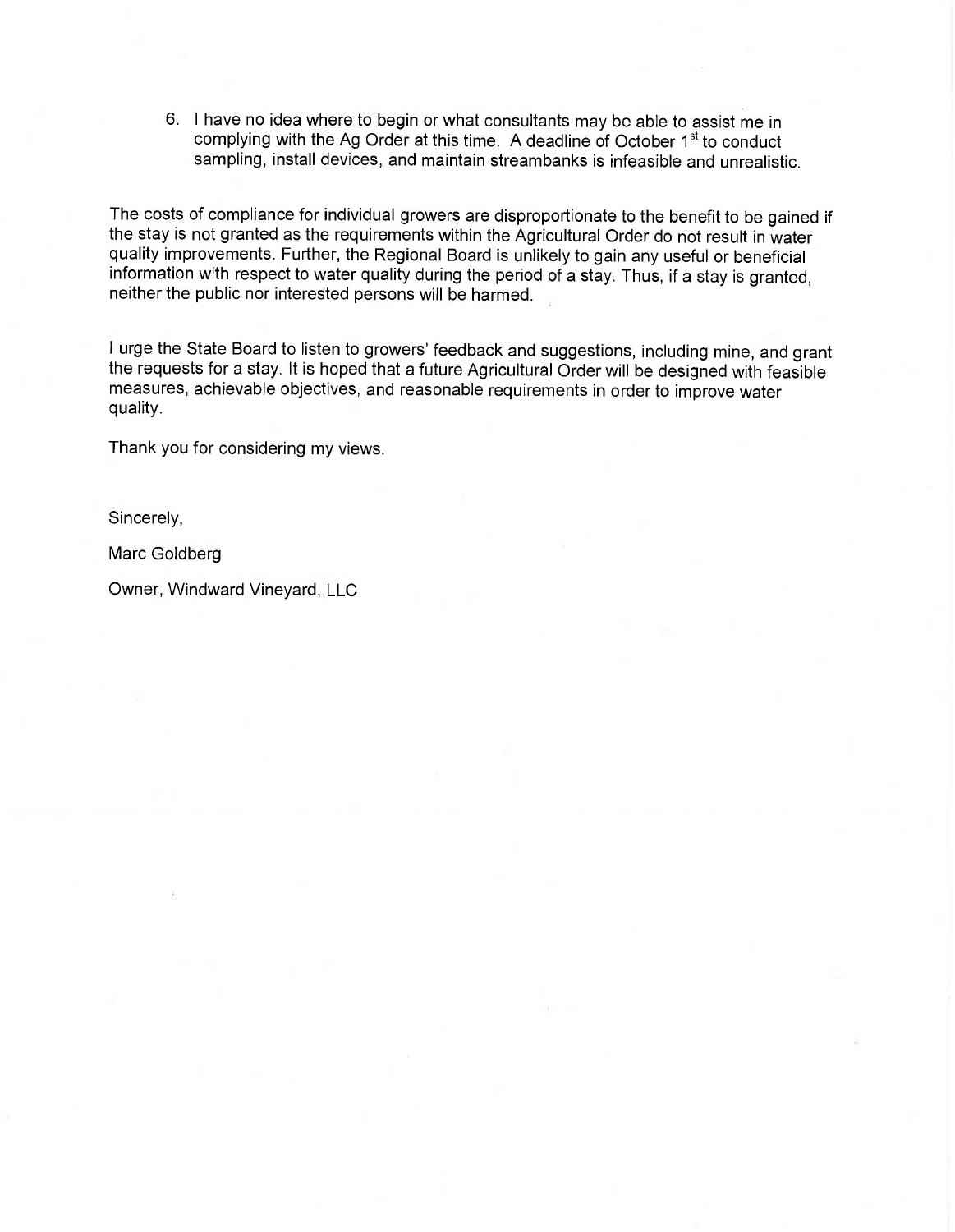6. I have no idea where to begin or what consultants may be able to assist me in complying with the Ag Order at this time. A deadline of October 1st to conduct sampling, install devices, and maintain streambanks is infeasible and unrealistic.

The costs of compliance for individual growers are disproportionate to the benefit to be gained if the stay is not granted as the requirements within the Agricultural Order do not result in water quality improvements. Further, the Regional Board is unlikely to gain any useful or beneficial information with respect to water quality during the period of a stay. Thus, if a stay is granted, neither the public nor interested persons will be harmed.

I urge the State Board to listen to growers' feedback and suggestions, including mine, and grant the requests for a stay. It is hoped that a future Agricultural Order will be designed with feasible measures, achievable objectives, and reasonable requirements in order to improve water quality.

Thank you for considering my views.

Sincerely,

Marc Goldberg

Owner, Windward Vineyard, LLC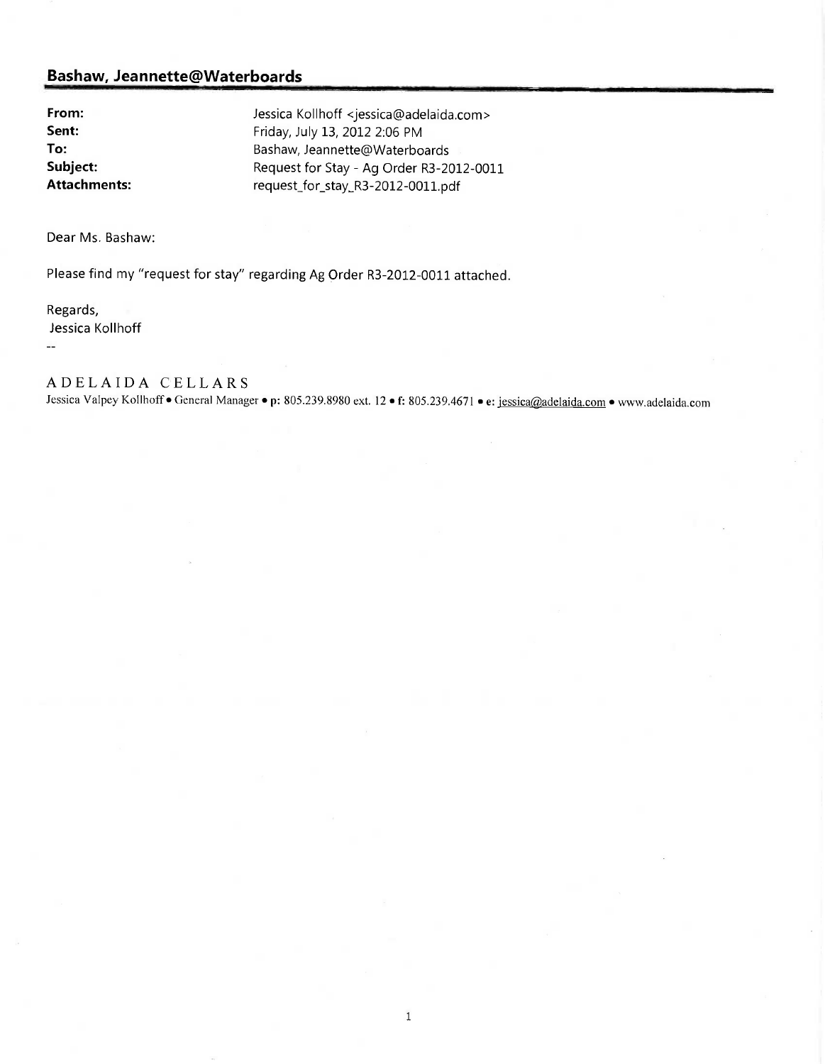## Bashaw, Jeannette@Waterboards

| | |
|---|---|
| **From:** | Jessica Kollhoff <jessica@adelaida.com> |
| **Sent:** | Friday, July 13, 2012 2:06 PM |
| **To:** | Bashaw, Jeannette@Waterboards |
| **Subject:** | Request for Stay - Ag Order R3-2012-0011 |
| **Attachments:** | request_for_stay_R3-2012-0011.pdf |

Dear Ms. Bashaw:

Please find my "request for stay" regarding Ag Order R3-2012-0011 attached.

Regards,
Jessica Kollhoff

--

ADELAIDA CELLARS

Jessica Valpey Kollhoff • General Manager • **p:** 805.239.8980 ext. 12 • **f:** 805.239.4671 • **e:** jessica@adelaida.com • www.adelaida.com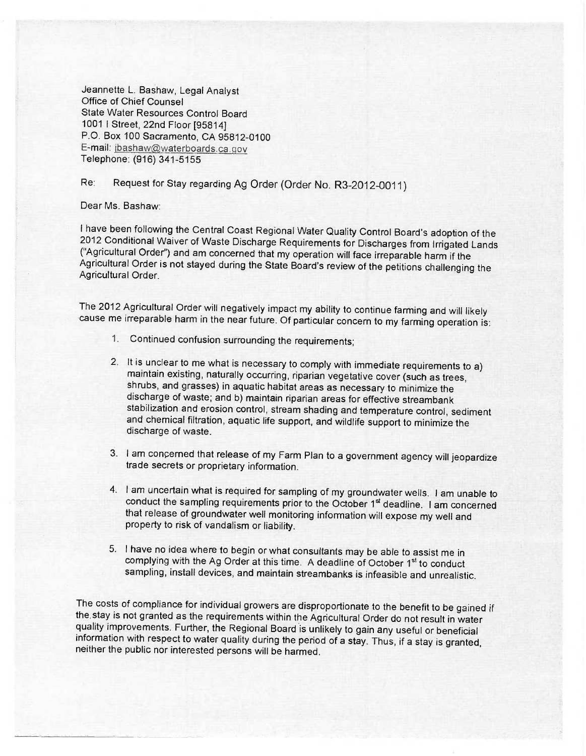Jeannette L. Bashaw, Legal Analyst
Office of Chief Counsel
State Water Resources Control Board
1001 I Street, 22nd Floor [95814]
P.O. Box 100 Sacramento, CA 95812-0100
E-mail: jbashaw@waterboards.ca.gov
Telephone: (916) 341-5155

Re: Request for Stay regarding Ag Order (Order No. R3-2012-0011)

Dear Ms. Bashaw:

I have been following the Central Coast Regional Water Quality Control Board's adoption of the 2012 Conditional Waiver of Waste Discharge Requirements for Discharges from Irrigated Lands ("Agricultural Order") and am concerned that my operation will face irreparable harm if the Agricultural Order is not stayed during the State Board's review of the petitions challenging the Agricultural Order.

The 2012 Agricultural Order will negatively impact my ability to continue farming and will likely cause me irreparable harm in the near future. Of particular concern to my farming operation is:

1. Continued confusion surrounding the requirements;
2. It is unclear to me what is necessary to comply with immediate requirements to a) maintain existing, naturally occurring, riparian vegetative cover (such as trees, shrubs, and grasses) in aquatic habitat areas as necessary to minimize the discharge of waste; and b) maintain riparian areas for effective streambank stabilization and erosion control, stream shading and temperature control, sediment and chemical filtration, aquatic life support, and wildlife support to minimize the discharge of waste.
3. I am concerned that release of my Farm Plan to a government agency will jeopardize trade secrets or proprietary information.
4. I am uncertain what is required for sampling of my groundwater wells. I am unable to conduct the sampling requirements prior to the October 1st deadline. I am concerned that release of groundwater well monitoring information will expose my well and property to risk of vandalism or liability.
5. I have no idea where to begin or what consultants may be able to assist me in complying with the Ag Order at this time. A deadline of October 1st to conduct sampling, install devices, and maintain streambanks is infeasible and unrealistic.

The costs of compliance for individual growers are disproportionate to the benefit to be gained if the stay is not granted as the requirements within the Agricultural Order do not result in water quality improvements. Further, the Regional Board is unlikely to gain any useful or beneficial information with respect to water quality during the period of a stay. Thus, if a stay is granted, neither the public nor interested persons will be harmed.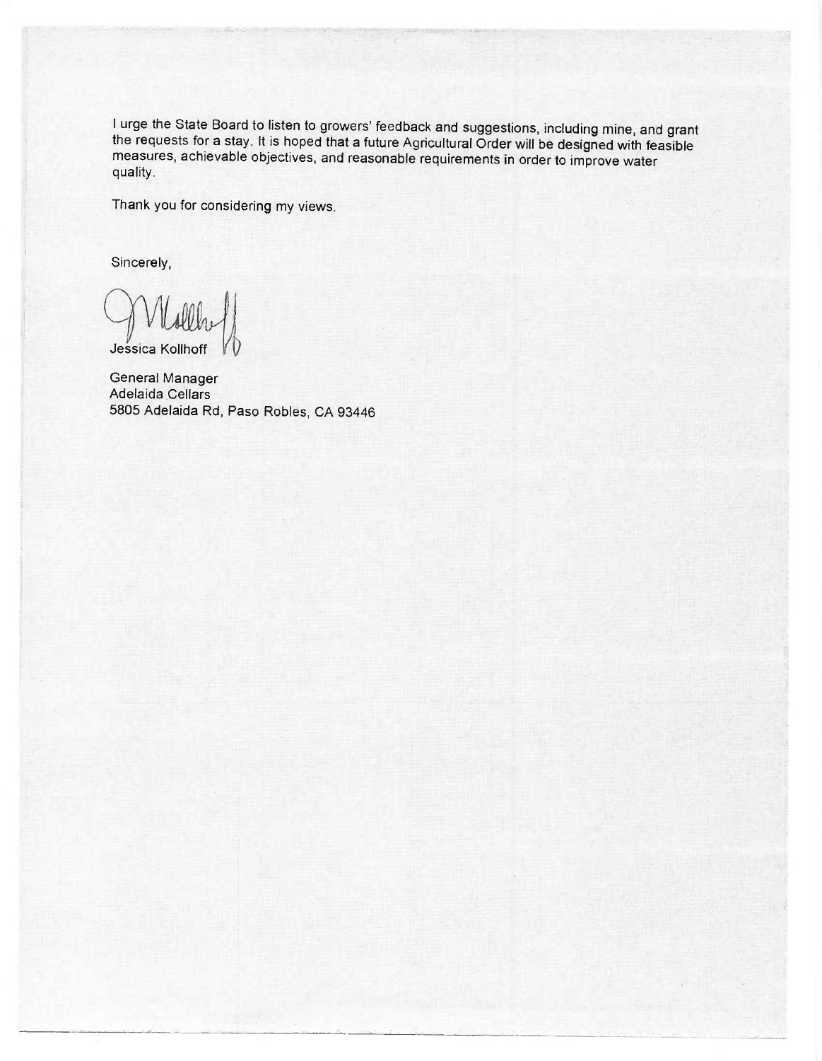I urge the State Board to listen to growers' feedback and suggestions, including mine, and grant the requests for a stay. It is hoped that a future Agricultural Order will be designed with feasible measures, achievable objectives, and reasonable requirements in order to improve water quality.

Thank you for considering my views.

Sincerely,

Jessica Kollhoff

General Manager
Adelaida Cellars
5805 Adelaida Rd, Paso Robles, CA 93446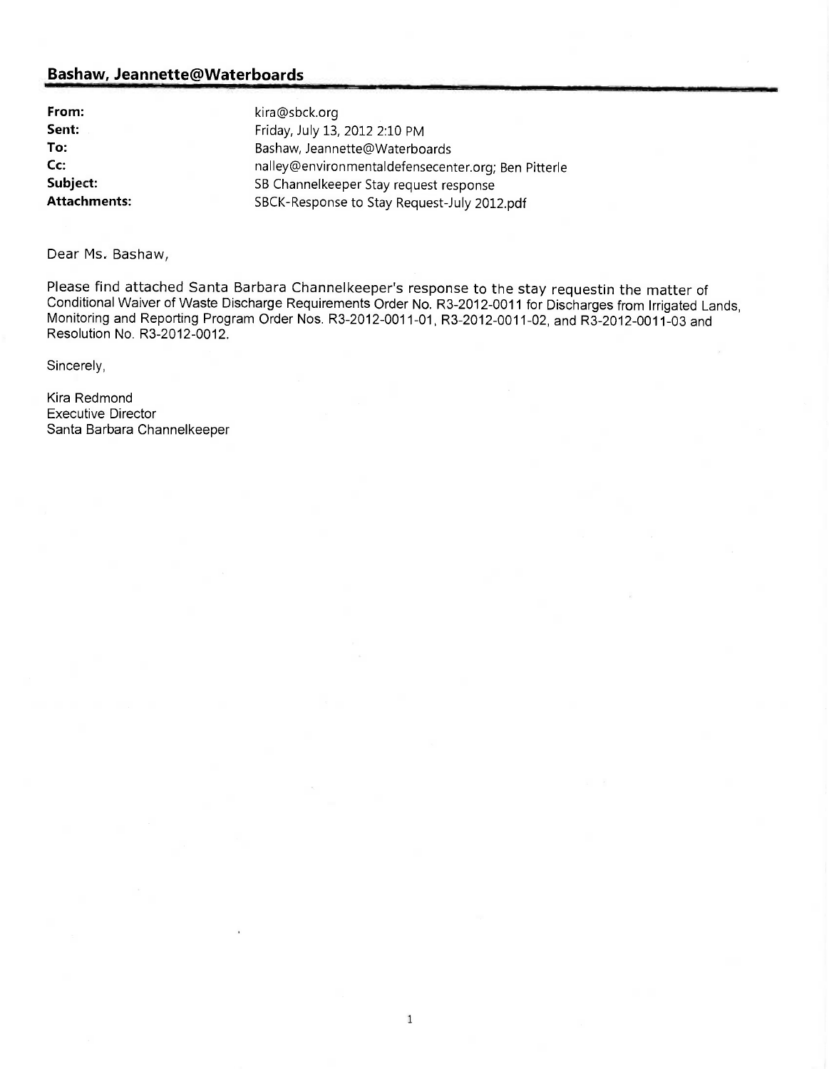**Bashaw, Jeannette@Waterboards**

| | |
|---|---|
| **From:** | kira@sbck.org |
| **Sent:** | Friday, July 13, 2012 2:10 PM |
| **To:** | Bashaw, Jeannette@Waterboards |
| **Cc:** | nalley@environmentaldefensecenter.org; Ben Pitterle |
| **Subject:** | SB Channelkeeper Stay request response |
| **Attachments:** | SBCK-Response to Stay Request-July 2012.pdf |

Dear Ms. Bashaw,

Please find attached Santa Barbara Channelkeeper's response to the stay requestin the matter of Conditional Waiver of Waste Discharge Requirements Order No. R3-2012-0011 for Discharges from Irrigated Lands, Monitoring and Reporting Program Order Nos. R3-2012-0011-01, R3-2012-0011-02, and R3-2012-0011-03 and Resolution No. R3-2012-0012.

Sincerely,

Kira Redmond
Executive Director
Santa Barbara Channelkeeper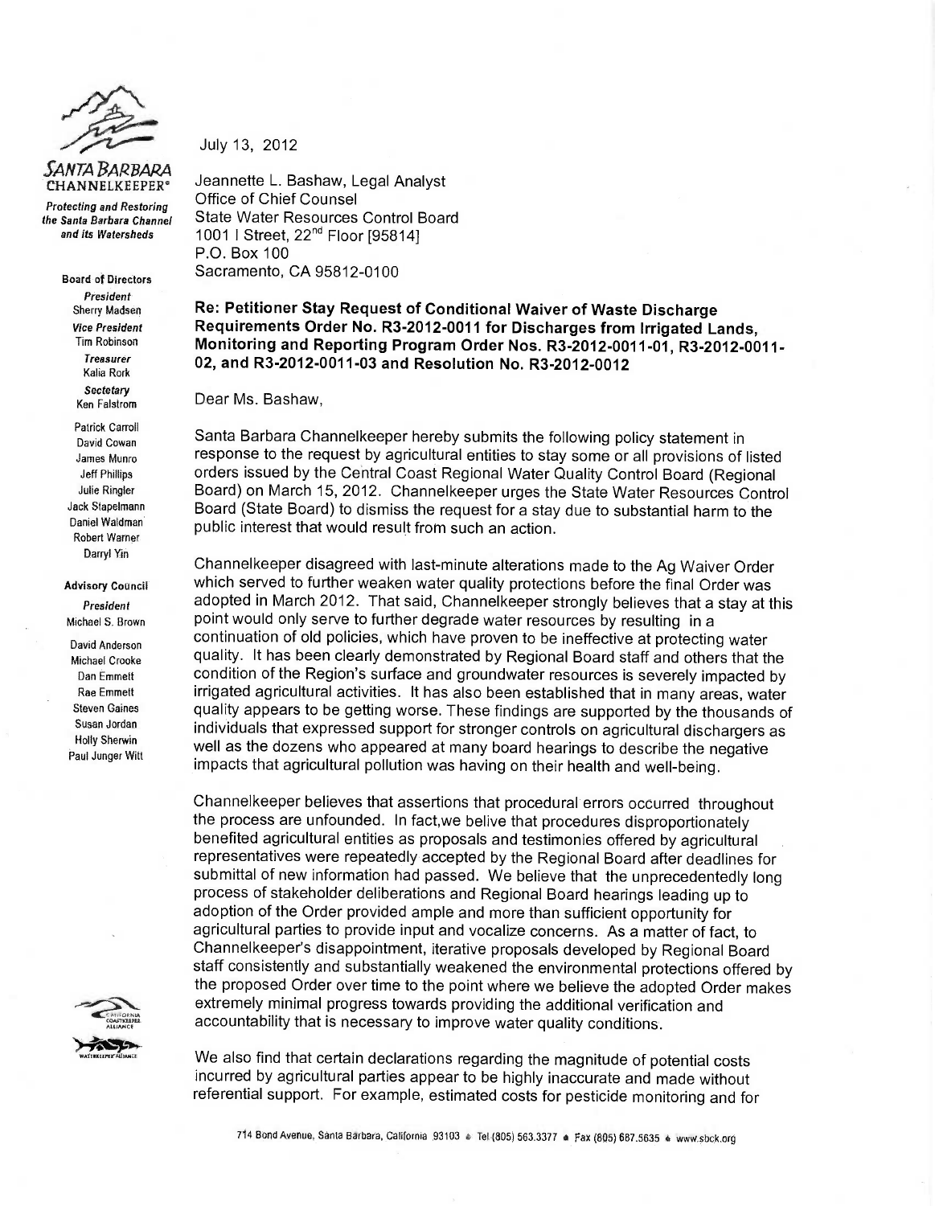**SANTA BARBARA CHANNELKEEPER®**

*Protecting and Restoring the Santa Barbara Channel and its Watersheds*

**Board of Directors**

*President*
Sherry Madsen

*Vice President*
Tim Robinson

*Treasurer*
Kalia Rork

*Secretary*
Ken Falstrom

Patrick Carroll
David Cowan
James Munro
Jeff Phillips
Julie Ringler
Jack Stapelmann
Daniel Waldman
Robert Warner
Darryl Yin

**Advisory Council**

*President*
Michael S. Brown

David Anderson
Michael Crooke
Dan Emmett
Rae Emmett
Steven Gaines
Susan Jordan
Holly Sherwin
Paul Junger Witt

July 13, 2012

Jeannette L. Bashaw, Legal Analyst
Office of Chief Counsel
State Water Resources Control Board
1001 I Street, 22nd Floor [95814]
P.O. Box 100
Sacramento, CA 95812-0100

**Re: Petitioner Stay Request of Conditional Waiver of Waste Discharge Requirements Order No. R3-2012-0011 for Discharges from Irrigated Lands, Monitoring and Reporting Program Order Nos. R3-2012-0011-01, R3-2012-0011-02, and R3-2012-0011-03 and Resolution No. R3-2012-0012**

Dear Ms. Bashaw,

Santa Barbara Channelkeeper hereby submits the following policy statement in response to the request by agricultural entities to stay some or all provisions of listed orders issued by the Central Coast Regional Water Quality Control Board (Regional Board) on March 15, 2012. Channelkeeper urges the State Water Resources Control Board (State Board) to dismiss the request for a stay due to substantial harm to the public interest that would result from such an action.

Channelkeeper disagreed with last-minute alterations made to the Ag Waiver Order which served to further weaken water quality protections before the final Order was adopted in March 2012. That said, Channelkeeper strongly believes that a stay at this point would only serve to further degrade water resources by resulting in a continuation of old policies, which have proven to be ineffective at protecting water quality. It has been clearly demonstrated by Regional Board staff and others that the condition of the Region's surface and groundwater resources is severely impacted by irrigated agricultural activities. It has also been established that in many areas, water quality appears to be getting worse. These findings are supported by the thousands of individuals that expressed support for stronger controls on agricultural dischargers as well as the dozens who appeared at many board hearings to describe the negative impacts that agricultural pollution was having on their health and well-being.

Channelkeeper believes that assertions that procedural errors occurred throughout the process are unfounded. In fact,we belive that procedures disproportionately benefited agricultural entities as proposals and testimonies offered by agricultural representatives were repeatedly accepted by the Regional Board after deadlines for submittal of new information had passed. We believe that the unprecedentedly long process of stakeholder deliberations and Regional Board hearings leading up to adoption of the Order provided ample and more than sufficient opportunity for agricultural parties to provide input and vocalize concerns. As a matter of fact, to Channelkeeper's disappointment, iterative proposals developed by Regional Board staff consistently and substantially weakened the environmental protections offered by the proposed Order over time to the point where we believe the adopted Order makes extremely minimal progress towards providing the additional verification and accountability that is necessary to improve water quality conditions.

We also find that certain declarations regarding the magnitude of potential costs incurred by agricultural parties appear to be highly inaccurate and made without referential support. For example, estimated costs for pesticide monitoring and for

714 Bond Avenue, Santa Barbara, California 93103 • Tel (805) 563.3377 • Fax (805) 687.5635 • www.sbck.org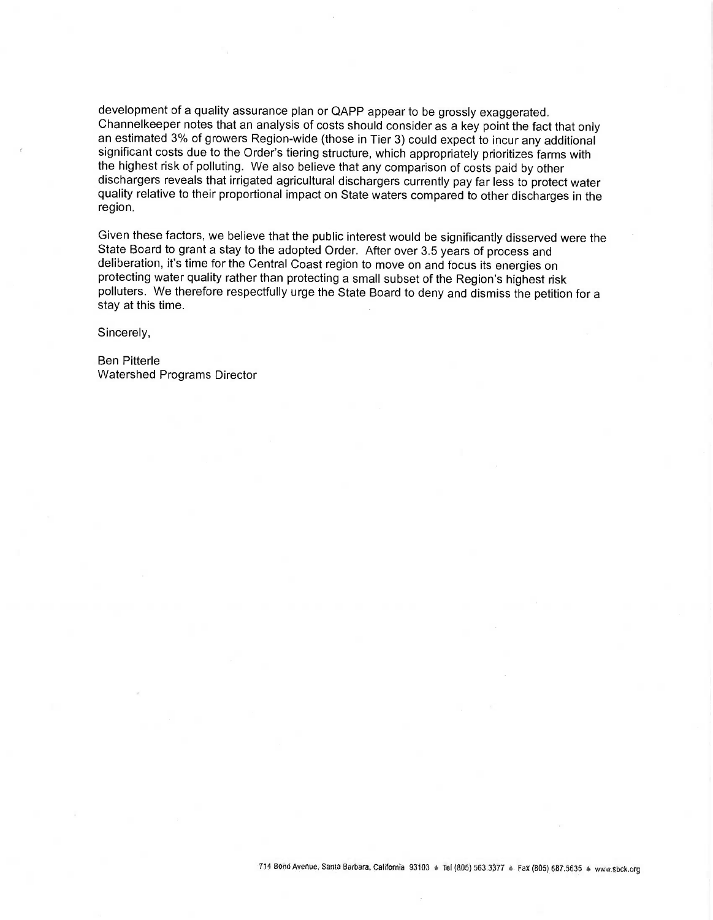development of a quality assurance plan or QAPP appear to be grossly exaggerated. Channelkeeper notes that an analysis of costs should consider as a key point the fact that only an estimated 3% of growers Region-wide (those in Tier 3) could expect to incur any additional significant costs due to the Order's tiering structure, which appropriately prioritizes farms with the highest risk of polluting. We also believe that any comparison of costs paid by other dischargers reveals that irrigated agricultural dischargers currently pay far less to protect water quality relative to their proportional impact on State waters compared to other discharges in the region.

Given these factors, we believe that the public interest would be significantly disserved were the State Board to grant a stay to the adopted Order. After over 3.5 years of process and deliberation, it's time for the Central Coast region to move on and focus its energies on protecting water quality rather than protecting a small subset of the Region's highest risk polluters. We therefore respectfully urge the State Board to deny and dismiss the petition for a stay at this time.

Sincerely,

Ben Pitterle
Watershed Programs Director

714 Bond Avenue, Santa Barbara, California 93103 • Tel (805) 563.3377 • Fax (805) 687.5635 • www.sbck.org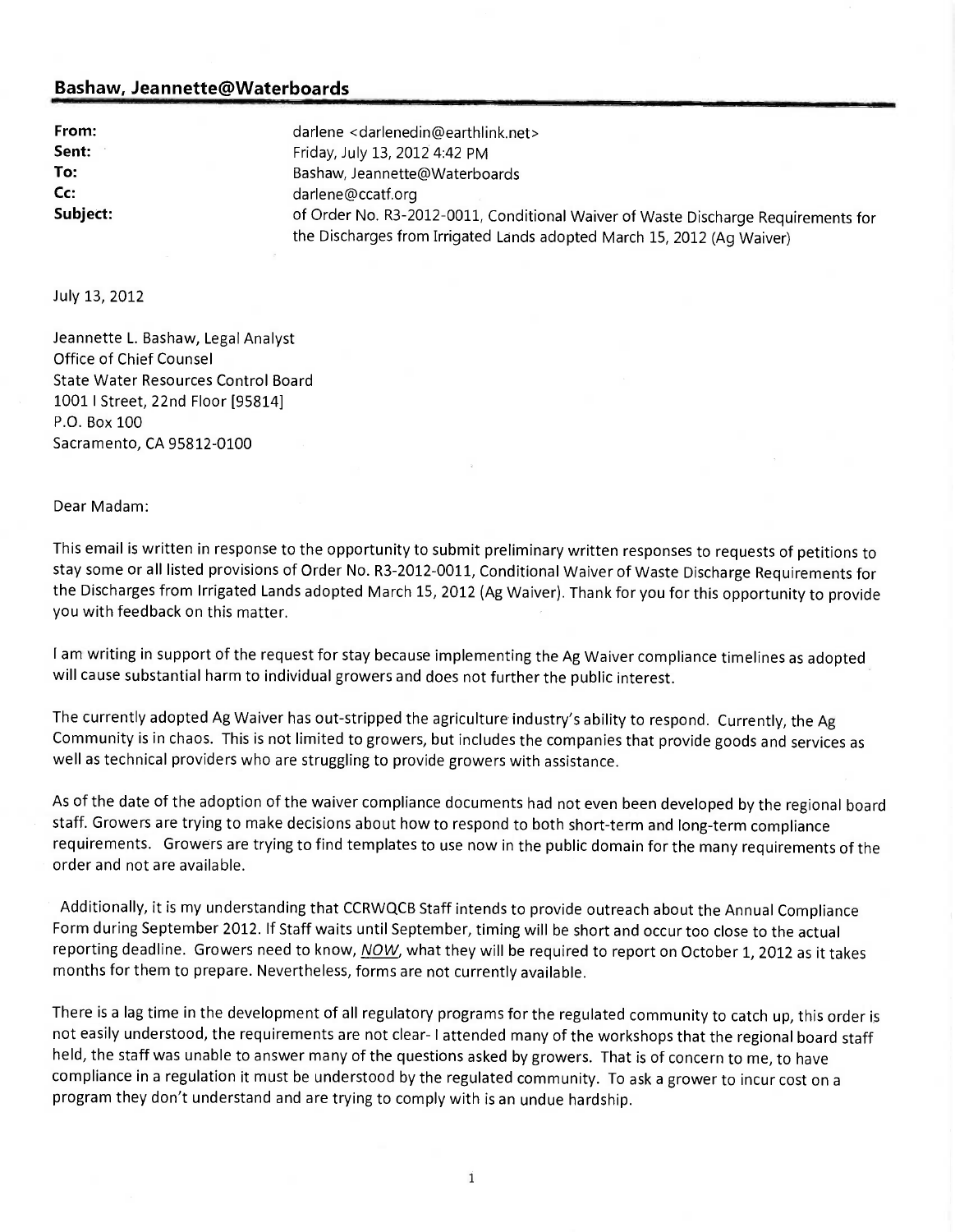## Bashaw, Jeannette@Waterboards

| | |
|---|---|
| **From:** | darlene <darlenedin@earthlink.net> |
| **Sent:** | Friday, July 13, 2012 4:42 PM |
| **To:** | Bashaw, Jeannette@Waterboards |
| **Cc:** | darlene@ccatf.org |
| **Subject:** | of Order No. R3-2012-0011, Conditional Waiver of Waste Discharge Requirements for the Discharges from Irrigated Lands adopted March 15, 2012 (Ag Waiver) |

July 13, 2012

Jeannette L. Bashaw, Legal Analyst
Office of Chief Counsel
State Water Resources Control Board
1001 I Street, 22nd Floor [95814]
P.O. Box 100
Sacramento, CA 95812-0100

Dear Madam:

This email is written in response to the opportunity to submit preliminary written responses to requests of petitions to stay some or all listed provisions of Order No. R3-2012-0011, Conditional Waiver of Waste Discharge Requirements for the Discharges from Irrigated Lands adopted March 15, 2012 (Ag Waiver). Thank for you for this opportunity to provide you with feedback on this matter.

I am writing in support of the request for stay because implementing the Ag Waiver compliance timelines as adopted will cause substantial harm to individual growers and does not further the public interest.

The currently adopted Ag Waiver has out-stripped the agriculture industry's ability to respond. Currently, the Ag Community is in chaos. This is not limited to growers, but includes the companies that provide goods and services as well as technical providers who are struggling to provide growers with assistance.

As of the date of the adoption of the waiver compliance documents had not even been developed by the regional board staff. Growers are trying to make decisions about how to respond to both short-term and long-term compliance requirements. Growers are trying to find templates to use now in the public domain for the many requirements of the order and not are available.

Additionally, it is my understanding that CCRWQCB Staff intends to provide outreach about the Annual Compliance Form during September 2012. If Staff waits until September, timing will be short and occur too close to the actual reporting deadline. Growers need to know, *NOW*, what they will be required to report on October 1, 2012 as it takes months for them to prepare. Nevertheless, forms are not currently available.

There is a lag time in the development of all regulatory programs for the regulated community to catch up, this order is not easily understood, the requirements are not clear- I attended many of the workshops that the regional board staff held, the staff was unable to answer many of the questions asked by growers. That is of concern to me, to have compliance in a regulation it must be understood by the regulated community. To ask a grower to incur cost on a program they don't understand and are trying to comply with is an undue hardship.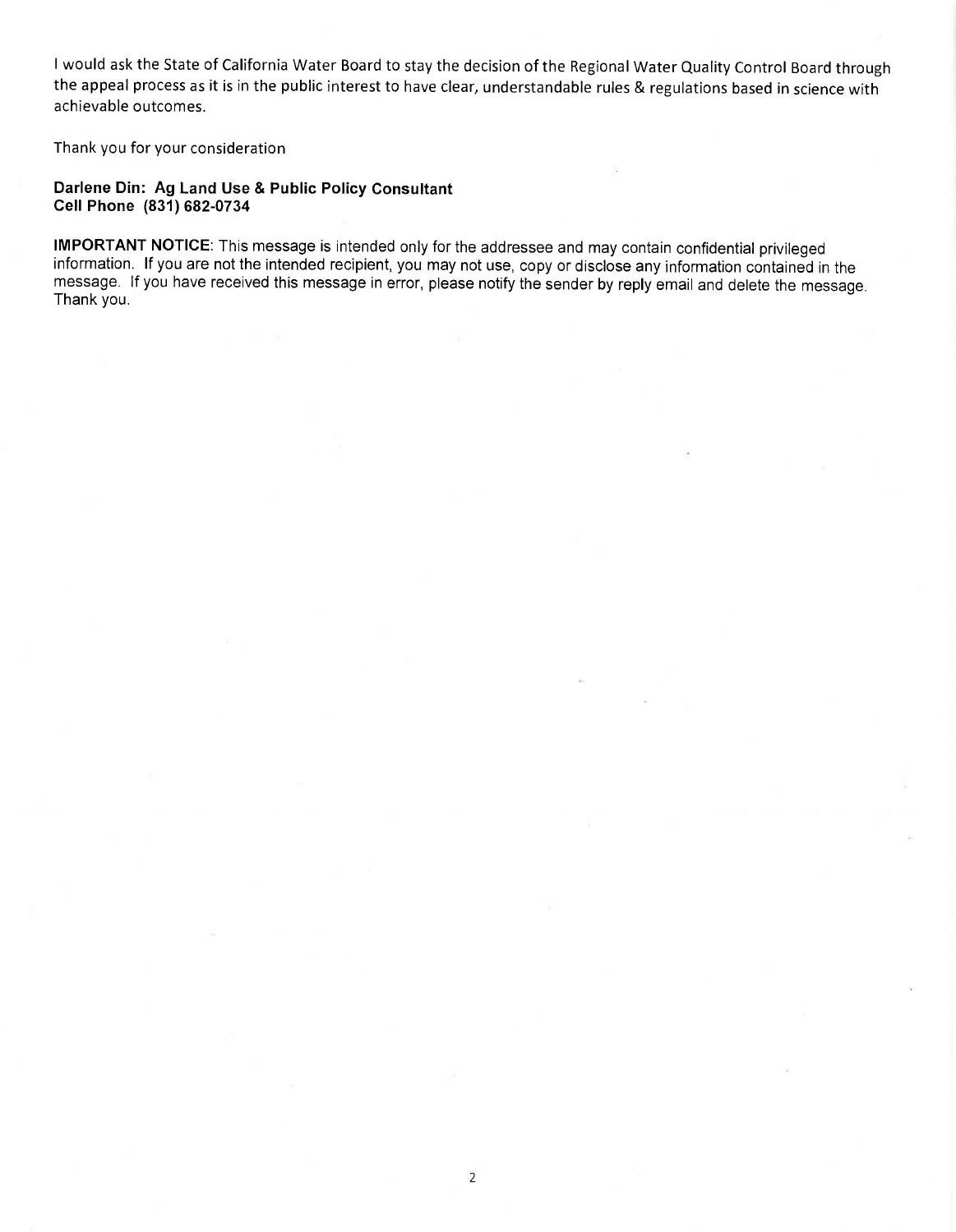I would ask the State of California Water Board to stay the decision of the Regional Water Quality Control Board through the appeal process as it is in the public interest to have clear, understandable rules & regulations based in science with achievable outcomes.

Thank you for your consideration

**Darlene Din: Ag Land Use & Public Policy Consultant**
**Cell Phone (831) 682-0734**

**IMPORTANT NOTICE**: This message is intended only for the addressee and may contain confidential privileged information. If you are not the intended recipient, you may not use, copy or disclose any information contained in the message. If you have received this message in error, please notify the sender by reply email and delete the message. Thank you.